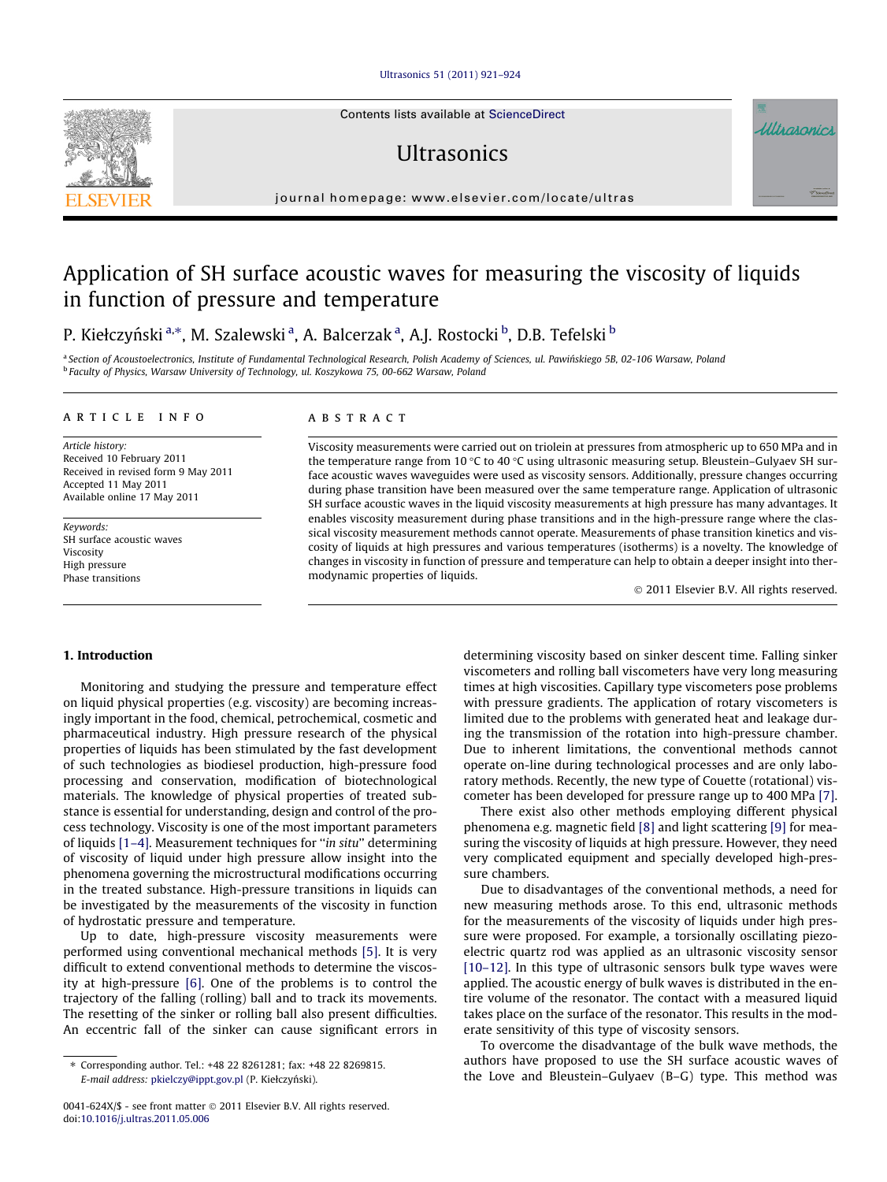# Application of SH surface acoustic waves for measuring the viscosity of liquids in function of pressure and temperature

P. Kiełczyński [a,*], M. Szalewski [a], A. Balcerzak [a], A.J. Rostocki [b], D.B. Tefelski [b]

[a] Section of Acoustoelectronics, Institute of Fundamental Technological Research, Polish Academy of Sciences, ul. Pawińskiego 5B, 02-106 Warsaw, Poland
[b] Faculty of Physics, Warsaw University of Technology, ul. Koszykowa 75, 00-662 Warsaw, Poland

## ARTICLE INFO

*Article history:*
Received 10 February 2011
Received in revised form 9 May 2011
Accepted 11 May 2011
Available online 17 May 2011

*Keywords:*
SH surface acoustic waves
Viscosity
High pressure
Phase transitions

## ABSTRACT

Viscosity measurements were carried out on triolein at pressures from atmospheric up to 650 MPa and in the temperature range from 10 °C to 40 °C using ultrasonic measuring setup. Bleustein–Gulyaev SH surface acoustic waves waveguides were used as viscosity sensors. Additionally, pressure changes occurring during phase transition have been measured over the same temperature range. Application of ultrasonic SH surface acoustic waves in the liquid viscosity measurements at high pressure has many advantages. It enables viscosity measurement during phase transitions and in the high-pressure range where the classical viscosity measurement methods cannot operate. Measurements of phase transition kinetics and viscosity of liquids at high pressures and various temperatures (isotherms) is a novelty. The knowledge of changes in viscosity in function of pressure and temperature can help to obtain a deeper insight into thermodynamic properties of liquids.

© 2011 Elsevier B.V. All rights reserved.

## 1. Introduction

Monitoring and studying the pressure and temperature effect on liquid physical properties (e.g. viscosity) are becoming increasingly important in the food, chemical, petrochemical, cosmetic and pharmaceutical industry. High pressure research of the physical properties of liquids has been stimulated by the fast development of such technologies as biodiesel production, high-pressure food processing and conservation, modification of biotechnological materials. The knowledge of physical properties of treated substance is essential for understanding, design and control of the process technology. Viscosity is one of the most important parameters of liquids [1–4]. Measurement techniques for "*in situ*" determining of viscosity of liquid under high pressure allow insight into the phenomena governing the microstructural modifications occurring in the treated substance. High-pressure transitions in liquids can be investigated by the measurements of the viscosity in function of hydrostatic pressure and temperature.

Up to date, high-pressure viscosity measurements were performed using conventional mechanical methods [5]. It is very difficult to extend conventional methods to determine the viscosity at high-pressure [6]. One of the problems is to control the trajectory of the falling (rolling) ball and to track its movements. The resetting of the sinker or rolling ball also present difficulties. An eccentric fall of the sinker can cause significant errors in determining viscosity based on sinker descent time. Falling sinker viscometers and rolling ball viscometers have very long measuring times at high viscosities. Capillary type viscometers pose problems with pressure gradients. The application of rotary viscometers is limited due to the problems with generated heat and leakage during the transmission of the rotation into high-pressure chamber. Due to inherent limitations, the conventional methods cannot operate on-line during technological processes and are only laboratory methods. Recently, the new type of Couette (rotational) viscometer has been developed for pressure range up to 400 MPa [7].

There exist also other methods employing different physical phenomena e.g. magnetic field [8] and light scattering [9] for measuring the viscosity of liquids at high pressure. However, they need very complicated equipment and specially developed high-pressure chambers.

Due to disadvantages of the conventional methods, a need for new measuring methods arose. To this end, ultrasonic methods for the measurements of the viscosity of liquids under high pressure were proposed. For example, a torsionally oscillating piezoelectric quartz rod was applied as an ultrasonic viscosity sensor [10–12]. In this type of ultrasonic sensors bulk type waves were applied. The acoustic energy of bulk waves is distributed in the entire volume of the resonator. The contact with a measured liquid takes place on the surface of the resonator. This results in the moderate sensitivity of this type of viscosity sensors.

To overcome the disadvantage of the bulk wave methods, the authors have proposed to use the SH surface acoustic waves of the Love and Bleustein–Gulyaev (B–G) type. This method was

* Corresponding author. Tel.: +48 22 8261281; fax: +48 22 8269815.
E-mail address: pkielczy@ippt.gov.pl (P. Kiełczyński).

0041-624X/$ - see front matter © 2011 Elsevier B.V. All rights reserved.
doi:10.1016/j.ultras.2011.05.006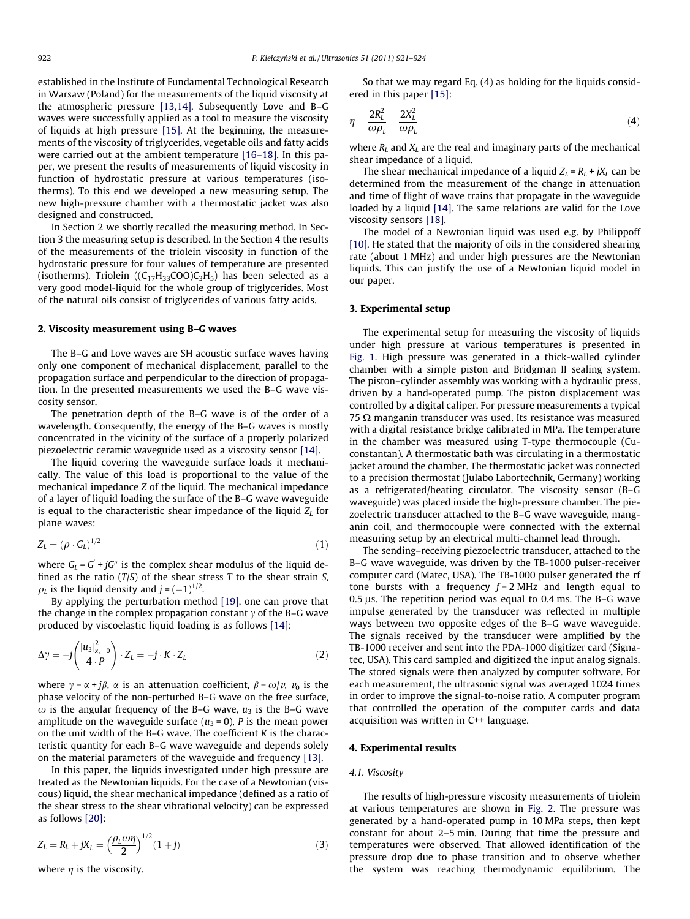established in the Institute of Fundamental Technological Research in Warsaw (Poland) for the measurements of the liquid viscosity at the atmospheric pressure [13,14]. Subsequently Love and B–G waves were successfully applied as a tool to measure the viscosity of liquids at high pressure [15]. At the beginning, the measurements of the viscosity of triglycerides, vegetable oils and fatty acids were carried out at the ambient temperature [16–18]. In this paper, we present the results of measurements of liquid viscosity in function of hydrostatic pressure at various temperatures (isotherms). To this end we developed a new measuring setup. The new high-pressure chamber with a thermostatic jacket was also designed and constructed.

In Section 2 we shortly recalled the measuring method. In Section 3 the measuring setup is described. In the Section 4 the results of the measurements of the triolein viscosity in function of the hydrostatic pressure for four values of temperature are presented (isotherms). Triolein ($(C_{17}H_{33}COO)C_3H_5$) has been selected as a very good model-liquid for the whole group of triglycerides. Most of the natural oils consist of triglycerides of various fatty acids.

## 2. Viscosity measurement using B–G waves

The B–G and Love waves are SH acoustic surface waves having only one component of mechanical displacement, parallel to the propagation surface and perpendicular to the direction of propagation. In the presented measurements we used the B–G wave viscosity sensor.

The penetration depth of the B–G wave is of the order of a wavelength. Consequently, the energy of the B–G waves is mostly concentrated in the vicinity of the surface of a properly polarized piezoelectric ceramic waveguide used as a viscosity sensor [14].

The liquid covering the waveguide surface loads it mechanically. The value of this load is proportional to the value of the mechanical impedance $Z$ of the liquid. The mechanical impedance of a layer of liquid loading the surface of the B–G wave waveguide is equal to the characteristic shear impedance of the liquid $Z_L$ for plane waves:

$$Z_L = (\rho \cdot G_L)^{1/2} \tag{1}$$

where $G_L = G' + jG''$ is the complex shear modulus of the liquid defined as the ratio ($T/S$) of the shear stress $T$ to the shear strain $S$, $\rho_L$ is the liquid density and $j = (-1)^{1/2}$.

By applying the perturbation method [19], one can prove that the change in the complex propagation constant $\gamma$ of the B–G wave produced by viscoelastic liquid loading is as follows [14]:

$$\Delta\gamma = -j\left(\frac{|u_3|^2_{x_2=0}}{4 \cdot P}\right) \cdot Z_L = -j \cdot K \cdot Z_L \tag{2}$$

where $\gamma = \alpha + j\beta$, $\alpha$ is an attenuation coefficient, $\beta = \omega/v$, $v_0$ is the phase velocity of the non-perturbed B–G wave on the free surface, $\omega$ is the angular frequency of the B–G wave, $u_3$ is the B–G wave amplitude on the waveguide surface ($u_3 = 0$), $P$ is the mean power on the unit width of the B–G wave. The coefficient $K$ is the characteristic quantity for each B–G wave waveguide and depends solely on the material parameters of the waveguide and frequency [13].

In this paper, the liquids investigated under high pressure are treated as the Newtonian liquids. For the case of a Newtonian (viscous) liquid, the shear mechanical impedance (defined as a ratio of the shear stress to the shear vibrational velocity) can be expressed as follows [20]:

$$Z_L = R_L + jX_L = \left(\frac{\rho_L \omega \eta}{2}\right)^{1/2}(1 + j) \tag{3}$$

where $\eta$ is the viscosity.

So that we may regard Eq. (4) as holding for the liquids considered in this paper [15]:

$$\eta = \frac{2R_L^2}{\omega \rho_L} = \frac{2X_L^2}{\omega \rho_L} \tag{4}$$

where $R_L$ and $X_L$ are the real and imaginary parts of the mechanical shear impedance of a liquid.

The shear mechanical impedance of a liquid $Z_L = R_L + jX_L$ can be determined from the measurement of the change in attenuation and time of flight of wave trains that propagate in the waveguide loaded by a liquid [14]. The same relations are valid for the Love viscosity sensors [18].

The model of a Newtonian liquid was used e.g. by Philippoff [10]. He stated that the majority of oils in the considered shearing rate (about 1 MHz) and under high pressures are the Newtonian liquids. This can justify the use of a Newtonian liquid model in our paper.

## 3. Experimental setup

The experimental setup for measuring the viscosity of liquids under high pressure at various temperatures is presented in Fig. 1. High pressure was generated in a thick-walled cylinder chamber with a simple piston and Bridgman II sealing system. The piston–cylinder assembly was working with a hydraulic press, driven by a hand-operated pump. The piston displacement was controlled by a digital caliper. For pressure measurements a typical 75 Ω manganin transducer was used. Its resistance was measured with a digital resistance bridge calibrated in MPa. The temperature in the chamber was measured using T-type thermocouple (Cu-constantan). A thermostatic bath was circulating in a thermostatic jacket around the chamber. The thermostatic jacket was connected to a precision thermostat (Julabo Labortechnik, Germany) working as a refrigerated/heating circulator. The viscosity sensor (B–G waveguide) was placed inside the high-pressure chamber. The piezoelectric transducer attached to the B–G wave waveguide, manganin coil, and thermocouple were connected with the external measuring setup by an electrical multi-channel lead through.

The sending–receiving piezoelectric transducer, attached to the B–G wave waveguide, was driven by the TB-1000 pulser-receiver computer card (Matec, USA). The TB-1000 pulser generated the rf tone bursts with a frequency $f$ = 2 MHz and length equal to 0.5 μs. The repetition period was equal to 0.4 ms. The B–G wave impulse generated by the transducer was reflected in multiple ways between two opposite edges of the B–G wave waveguide. The signals received by the transducer were amplified by the TB-1000 receiver and sent into the PDA-1000 digitizer card (Signatec, USA). This card sampled and digitized the input analog signals. The stored signals were then analyzed by computer software. For each measurement, the ultrasonic signal was averaged 1024 times in order to improve the signal-to-noise ratio. A computer program that controlled the operation of the computer cards and data acquisition was written in C++ language.

## 4. Experimental results

### 4.1. Viscosity

The results of high-pressure viscosity measurements of triolein at various temperatures are shown in Fig. 2. The pressure was generated by a hand-operated pump in 10 MPa steps, then kept constant for about 2–5 min. During that time the pressure and temperatures were observed. That allowed identification of the pressure drop due to phase transition and to observe whether the system was reaching thermodynamic equilibrium. The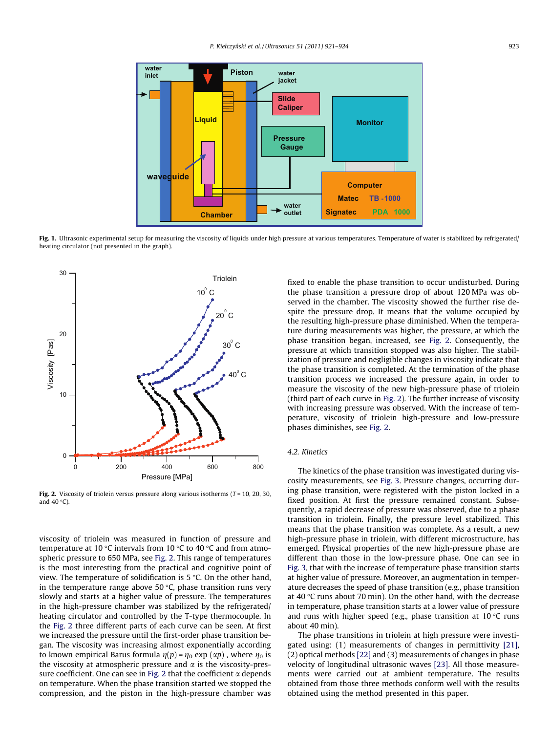**Fig. 1.** Ultrasonic experimental setup for measuring the viscosity of liquids under high pressure at various temperatures. Temperature of water is stabilized by refrigerated/heating circulator (not presented in the graph).

**Fig. 2.** Viscosity of triolein versus pressure along various isotherms ($T = 10$, 20, 30, and 40 °C).

viscosity of triolein was measured in function of pressure and temperature at 10 °C intervals from 10 °C to 40 °C and from atmospheric pressure to 650 MPa, see Fig. 2. This range of temperatures is the most interesting from the practical and cognitive point of view. The temperature of solidification is 5 °C. On the other hand, in the temperature range above 50 °C, phase transition runs very slowly and starts at a higher value of pressure. The temperatures in the high-pressure chamber was stabilized by the refrigerated/heating circulator and controlled by the T-type thermocouple. In the Fig. 2 three different parts of each curve can be seen. At first we increased the pressure until the first-order phase transition began. The viscosity was increasing almost exponentially according to known empirical Barus formula $\eta(p) = \eta_0 \exp(\alpha p)$ , where $\eta_0$ is the viscosity at atmospheric pressure and $\alpha$ is the viscosity-pressure coefficient. One can see in Fig. 2 that the coefficient $\alpha$ depends on temperature. When the phase transition started we stopped the compression, and the piston in the high-pressure chamber was fixed to enable the phase transition to occur undisturbed. During the phase transition a pressure drop of about 120 MPa was observed in the chamber. The viscosity showed the further rise despite the pressure drop. It means that the volume occupied by the resulting high-pressure phase diminished. When the temperature during measurements was higher, the pressure, at which the phase transition began, increased, see Fig. 2. Consequently, the pressure at which transition stopped was also higher. The stabilization of pressure and negligible changes in viscosity indicate that the phase transition is completed. At the termination of the phase transition process we increased the pressure again, in order to measure the viscosity of the new high-pressure phase of triolein (third part of each curve in Fig. 2). The further increase of viscosity with increasing pressure was observed. With the increase of temperature, viscosity of triolein high-pressure and low-pressure phases diminishes, see Fig. 2.

### 4.2. Kinetics

The kinetics of the phase transition was investigated during viscosity measurements, see Fig. 3. Pressure changes, occurring during phase transition, were registered with the piston locked in a fixed position. At first the pressure remained constant. Subsequently, a rapid decrease of pressure was observed, due to a phase transition in triolein. Finally, the pressure level stabilized. This means that the phase transition was complete. As a result, a new high-pressure phase in triolein, with different microstructure, has emerged. Physical properties of the new high-pressure phase are different than those in the low-pressure phase. One can see in Fig. 3, that with the increase of temperature phase transition starts at higher value of pressure. Moreover, an augmentation in temperature decreases the speed of phase transition (e.g., phase transition at 40 °C runs about 70 min). On the other hand, with the decrease in temperature, phase transition starts at a lower value of pressure and runs with higher speed (e.g., phase transition at 10 °C runs about 40 min).

The phase transitions in triolein at high pressure were investigated using: (1) measurements of changes in permittivity [21], (2) optical methods [22] and (3) measurements of changes in phase velocity of longitudinal ultrasonic waves [23]. All those measurements were carried out at ambient temperature. The results obtained from those three methods conform well with the results obtained using the method presented in this paper.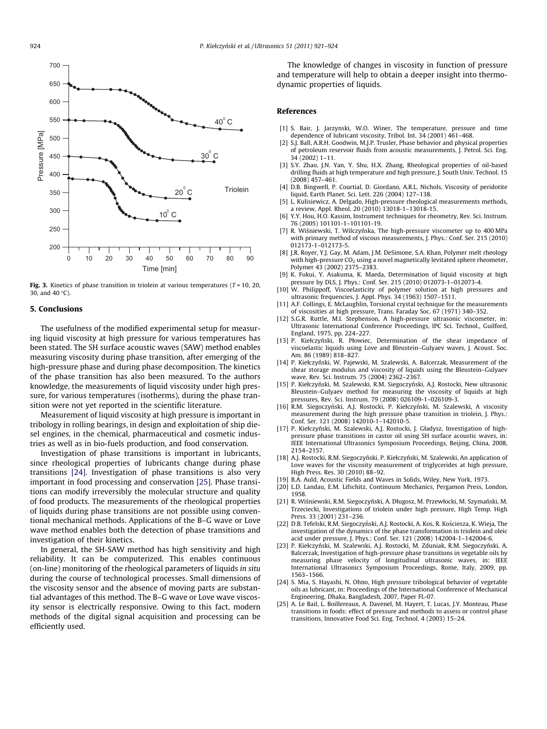700
650
600
550
500
450
400
350
300
250
200

Pressure [MPa]

0 10 20 30 40 50 60 70 80 90

Time [min]

$40^0$ C

$30^0$ C

$20^0$ C

$10^0$ C

Triolein

**Fig. 3.** Kinetics of phase transition in triolein at various temperatures ($T = 10$, 20, 30, and 40 °C).

## 5. Conclusions

The usefulness of the modified experimental setup for measuring liquid viscosity at high pressure for various temperatures has been stated. The SH surface acoustic waves (SAW) method enables measuring viscosity during phase transition, after emerging of the high-pressure phase and during phase decomposition. The kinetics of the phase transition has also been measured. To the authors knowledge, the measurements of liquid viscosity under high pressure, for various temperatures (isotherms), during the phase transition were not yet reported in the scientific literature.

Measurement of liquid viscosity at high pressure is important in tribology in rolling bearings, in design and exploitation of ship diesel engines, in the chemical, pharmaceutical and cosmetic industries as well as in bio-fuels production, and food conservation.

Investigation of phase transitions is important in lubricants, since rheological properties of lubricants change during phase transitions [24]. Investigation of phase transitions is also very important in food processing and conservation [25]. Phase transitions can modify irreversibly the molecular structure and quality of food products. The measurements of the rheological properties of liquids during phase transitions are not possible using conventional mechanical methods. Applications of the B–G wave or Love wave method enables both the detection of phase transitions and investigation of their kinetics.

In general, the SH-SAW method has high sensitivity and high reliability. It can be computerized. This enables continuous (on-line) monitoring of the rheological parameters of liquids *in situ* during the course of technological processes. Small dimensions of the viscosity sensor and the absence of moving parts are substantial advantages of this method. The B–G wave or Love wave viscosity sensor is electrically responsive. Owing to this fact, modern methods of the digital signal acquisition and processing can be efficiently used.

The knowledge of changes in viscosity in function of pressure and temperature will help to obtain a deeper insight into thermodynamic properties of liquids.

## References

[1] S. Bair, J. Jarzynski, W.O. Winer, The temperature, pressure and time dependence of lubricant viscosity, Tribol. Int. 34 (2001) 461–468.

[2] S.J. Ball, A.R.H. Goodwin, M.J.P. Trusler, Phase behavior and physical properties of petroleum reservoir fluids from acoustic measurements, J. Petrol. Sci. Eng. 34 (2002) 1–11.

[3] S.Y. Zhao, J.N. Yan, Y. Shu, H.X. Zhang, Rheological properties of oil-based drilling fluids at high temperature and high pressure, J. South Univ. Technol. 15 (2008) 457–461.

[4] D.B. Bingwell, P. Courtial, D. Giordano, A.R.L. Nichols, Viscosity of peridotite liquid, Earth Planet. Sci. Lett. 226 (2004) 127–138.

[5] L. Kulisiewicz, A. Delgado, High-pressure rheological measurements methods, a review, Appl. Rheol. 20 (2010) 13018-1–13018-15.

[6] Y.Y. Hou, H.O. Kassim, Instrument techniques for rheometry, Rev. Sci. Instrum. 76 (2005) 101101-1–101101-19.

[7] R. Wiśniewski, T. Wilczyńska, The high-pressure viscometer up to 400 MPa with primary method of viscous measurements, J. Phys.: Conf. Ser. 215 (2010) 012173-1–012173-5.

[8] J.R. Royer, Y.J. Gay, M. Adam, J.M. DeSimone, S.A. Khan, Polymer melt rheology with high-pressure $CO_2$ using a novel magnetically levitated sphere rheometer, Polymer 43 (2002) 2375–2383.

[9] K. Fukui, Y. Asakuma, K. Maeda, Determination of liquid viscosity at high pressure by DLS, J. Phys.: Conf. Ser. 215 (2010) 012073-1–012073-4.

[10] W. Philippoff, Viscoelasticity of polymer solution at high pressures and ultrasonic frequencies, J. Appl. Phys. 34 (1963) 1507–1511.

[11] A.F. Collings, E. McLaughlin, Torsional crystal technique for the measurements of viscosities at high pressure, Trans. Faraday Soc. 67 (1971) 340–352.

[12] S.G.R. Ruttle, M.I. Stephenson, A high-pressure ultrasonic viscometer, in: Ultrasonic International Conference Proceedings, IPC Sci. Technol., Guilford, England, 1975, pp. 224–227.

[13] P. Kiełczyński, R. Płowiec, Determination of the shear impedance of viscoelastic liquids using Love and Bleustein–Gulyaev waves, J. Acoust. Soc. Am. 86 (1989) 818–827.

[14] P. Kiełczyński, W. Pajewski, M. Szalewski, A. Balcerzak, Measurement of the shear storage modulus and viscosity of liquids using the Bleustein–Gulyaev wave, Rev. Sci. Instrum. 75 (2004) 2362–2367.

[15] P. Kiełczyński, M. Szalewski, R.M. Siegoczyński, A.J. Rostocki, New ultrasonic Bleustein–Gulyaev method for measuring the viscosity of liquids at high pressures, Rev. Sci. Instrum. 79 (2008) 026109-1–026109-3.

[16] R.M. Siegoczyński, A.J. Rostocki, P. Kiełczyński, M. Szalewski, A viscosity measurement during the high pressure phase transition in triolein, J. Phys.: Conf. Ser. 121 (2008) 142010-1–142010-5.

[17] P. Kiełczyński, M. Szalewski, A.J. Rostocki, J. Gładysz, Investigation of high-pressure phase transitions in castor oil using SH surface acoustic waves, in: IEEE International Ultrasonics Symposium Proceedings, Beijing, China, 2008, 2154–2157.

[18] A.J. Rostocki, R.M. Siegoczyński, P. Kiełczyński, M. Szalewski, An application of Love waves for the viscosity measurement of triglycerides at high pressure, High Press. Res. 30 (2010) 88–92.

[19] B.A. Auld, Acoustic Fields and Waves in Solids, Wiley, New York, 1973.

[20] L.D. Landau, E.M. Lifschitz, Continuum Mechanics, Pergamon Press, London, 1958.

[21] R. Wiśniewski, R.M. Siegoczyński, A. Długosz, M. Przewłocki, M. Szymański, M. Trzeciecki, Investigations of triolein under high pressure, High Temp. High Press. 33 (2001) 231–236.

[22] D.B. Tefelski, R.M. Siegoczyński, A.J. Rostocki, A. Kos, R. Kościesza, K. Wieja, The investigation of the dynamics of the phase transformation in triolein and oleic acid under pressure, J. Phys.: Conf. Ser. 121 (2008) 142004-1–142004-6.

[23] P. Kiełczyński, M. Szalewski, A.J. Rostocki, M. Zduniak, R.M. Siegoczyński, A. Balcerzak, Investigation of high-pressure phase transitions in vegetable oils by measuring phase velocity of longitudinal ultrasonic waves, in: IEEE International Ultrasonics Symposium Proceedings, Rome, Italy, 2009, pp. 1563–1566.

[24] S. Mia, S. Hayashi, N. Ohno, High pressure tribological behavior of vegetable oils as lubricant, in: Proceedings of the International Conference of Mechanical Engineering, Dhaka, Bangladesh, 2007, Paper FL-07.

[25] A. Le Bail, L. Boillereaux, A. Davenel, M. Hayert, T. Lucas, J.Y. Monteau, Phase transitions in foods: effect of pressure and methods to assess or control phase transitions, Innovative Food Sci. Eng. Technol. 4 (2003) 15–24.